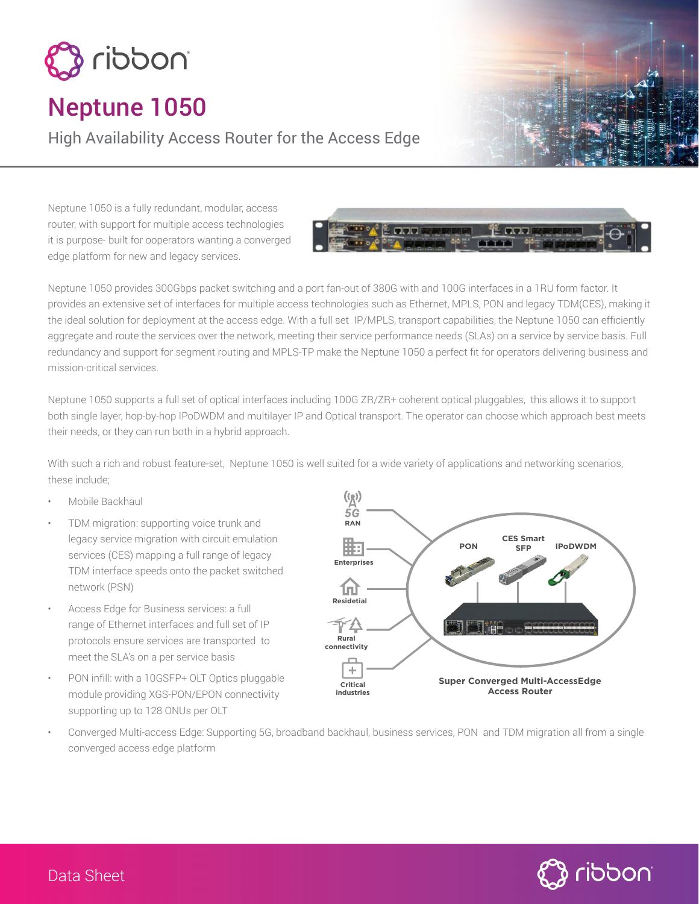# Neptune 1050

## High Availability Access Router for the Access Edge

Neptune 1050 is a fully redundant, modular, access router, with support for multiple access technologies it is purpose- built for ooperators wanting a converged edge platform for new and legacy services.

Neptune 1050 provides 300Gbps packet switching and a port fan-out of 380G with and 100G interfaces in a 1RU form factor. It provides an extensive set of interfaces for multiple access technologies such as Ethernet, MPLS, PON and legacy TDM(CES), making it the ideal solution for deployment at the access edge. With a full set IP/MPLS, transport capabilities, the Neptune 1050 can efficiently aggregate and route the services over the network, meeting their service performance needs (SLAs) on a service by service basis. Full redundancy and support for segment routing and MPLS-TP make the Neptune 1050 a perfect fit for operators delivering business and mission-critical services.

Neptune 1050 supports a full set of optical interfaces including 100G ZR/ZR+ coherent optical pluggables, this allows it to support both single layer, hop-by-hop IPoDWDM and multilayer IP and Optical transport. The operator can choose which approach best meets their needs, or they can run both in a hybrid approach.

With such a rich and robust feature-set, Neptune 1050 is well suited for a wide variety of applications and networking scenarios, these include;

- Mobile Backhaul
- TDM migration: supporting voice trunk and legacy service migration with circuit emulation services (CES) mapping a full range of legacy TDM interface speeds onto the packet switched network (PSN)
- Access Edge for Business services: a full range of Ethernet interfaces and full set of IP protocols ensure services are transported to meet the SLA's on a per service basis
- PON infill: with a 10GSFP+ OLT Optics pluggable module providing XGS-PON/EPON connectivity supporting up to 128 ONUs per OLT
- Converged Multi-access Edge: Supporting 5G, broadband backhaul, business services, PON and TDM migration all from a single converged access edge platform

5G RAN | Enterprises | Residetial | Rural connectivity | Critical industries

PON | CES Smart SFP | IPoDWDM

Super Converged Multi-AccessEdge Access Router

Data Sheet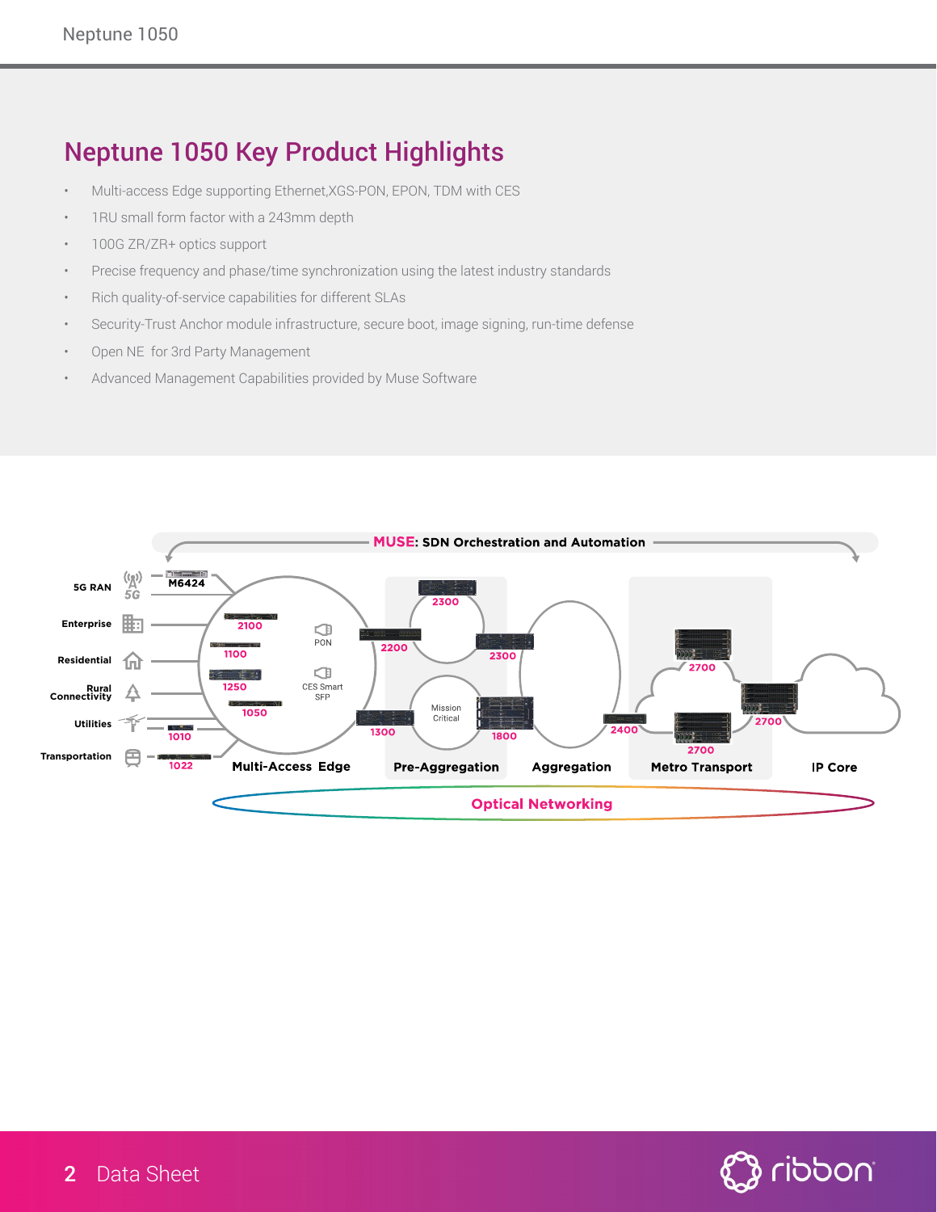## Neptune 1050 Key Product Highlights

- Multi-access Edge supporting Ethernet,XGS-PON, EPON, TDM with CES
- 1RU small form factor with a 243mm depth
- 100G ZR/ZR+ optics support
- Precise frequency and phase/time synchronization using the latest industry standards
- Rich quality-of-service capabilities for different SLAs
- Security-Trust Anchor module infrastructure, secure boot, image signing, run-time defense
- Open NE for 3rd Party Management
- Advanced Management Capabilities provided by Muse Software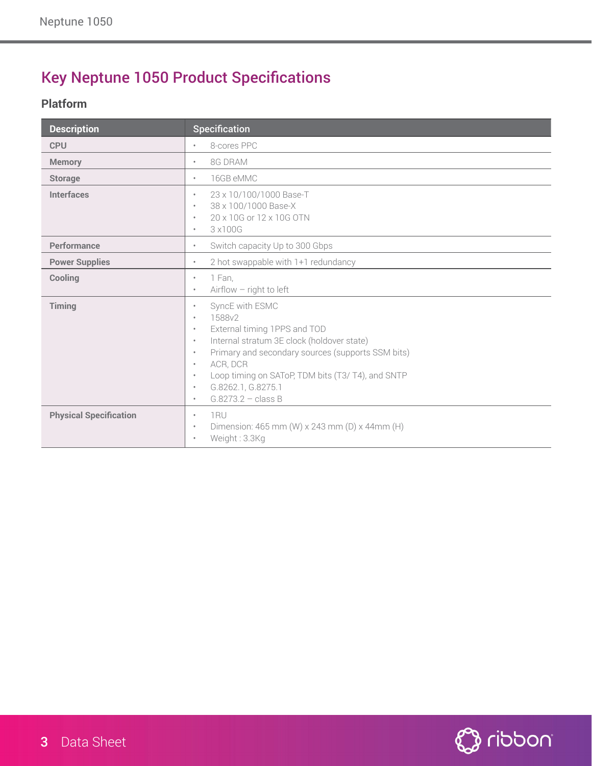# Key Neptune 1050 Product Specifications

## Platform

| Description | Specification |
| --- | --- |
| **CPU** | • 8-cores PPC |
| **Memory** | • 8G DRAM |
| **Storage** | • 16GB eMMC |
| **Interfaces** | • 23 x 10/100/1000 Base-T<br>• 38 x 100/1000 Base-X<br>• 20 x 10G or 12 x 10G OTN<br>• 3 x100G |
| **Performance** | • Switch capacity Up to 300 Gbps |
| **Power Supplies** | • 2 hot swappable with 1+1 redundancy |
| **Cooling** | • 1 Fan,<br>• Airflow – right to left |
| **Timing** | • SyncE with ESMC<br>• 1588v2<br>• External timing 1PPS and TOD<br>• Internal stratum 3E clock (holdover state)<br>• Primary and secondary sources (supports SSM bits)<br>• ACR, DCR<br>• Loop timing on SAToP, TDM bits (T3/ T4), and SNTP<br>• G.8262.1, G.8275.1<br>• G.8273.2 – class B |
| **Physical Specification** | • 1RU<br>• Dimension: 465 mm (W) x 243 mm (D) x 44mm (H)<br>• Weight : 3.3Kg |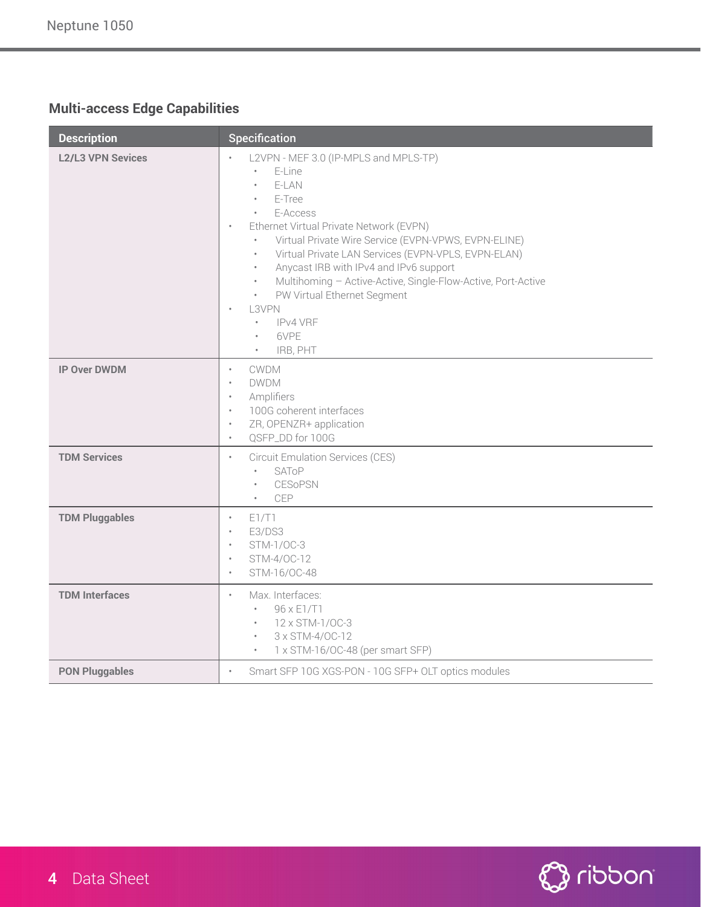## Multi-access Edge Capabilities

| Description | Specification |
| --- | --- |
| **L2/L3 VPN Sevices** | • L2VPN - MEF 3.0 (IP-MPLS and MPLS-TP)<br>  • E-Line<br>  • E-LAN<br>  • E-Tree<br>  • E-Access<br>• Ethernet Virtual Private Network (EVPN)<br>  • Virtual Private Wire Service (EVPN-VPWS, EVPN-ELINE)<br>  • Virtual Private LAN Services (EVPN-VPLS, EVPN-ELAN)<br>  • Anycast IRB with IPv4 and IPv6 support<br>  • Multihoming – Active-Active, Single-Flow-Active, Port-Active<br>  • PW Virtual Ethernet Segment<br>• L3VPN<br>  • IPv4 VRF<br>  • 6VPE<br>  • IRB, PHT |
| **IP Over DWDM** | • CWDM<br>• DWDM<br>• Amplifiers<br>• 100G coherent interfaces<br>• ZR, OPENZR+ application<br>• QSFP_DD for 100G |
| **TDM Services** | • Circuit Emulation Services (CES)<br>  • SAToP<br>  • CESoPSN<br>  • CEP |
| **TDM Pluggables** | • E1/T1<br>• E3/DS3<br>• STM-1/OC-3<br>• STM-4/OC-12<br>• STM-16/OC-48 |
| **TDM Interfaces** | • Max. Interfaces:<br>  • 96 x E1/T1<br>  • 12 x STM-1/OC-3<br>  • 3 x STM-4/OC-12<br>  • 1 x STM-16/OC-48 (per smart SFP) |
| **PON Pluggables** | • Smart SFP 10G XGS-PON - 10G SFP+ OLT optics modules |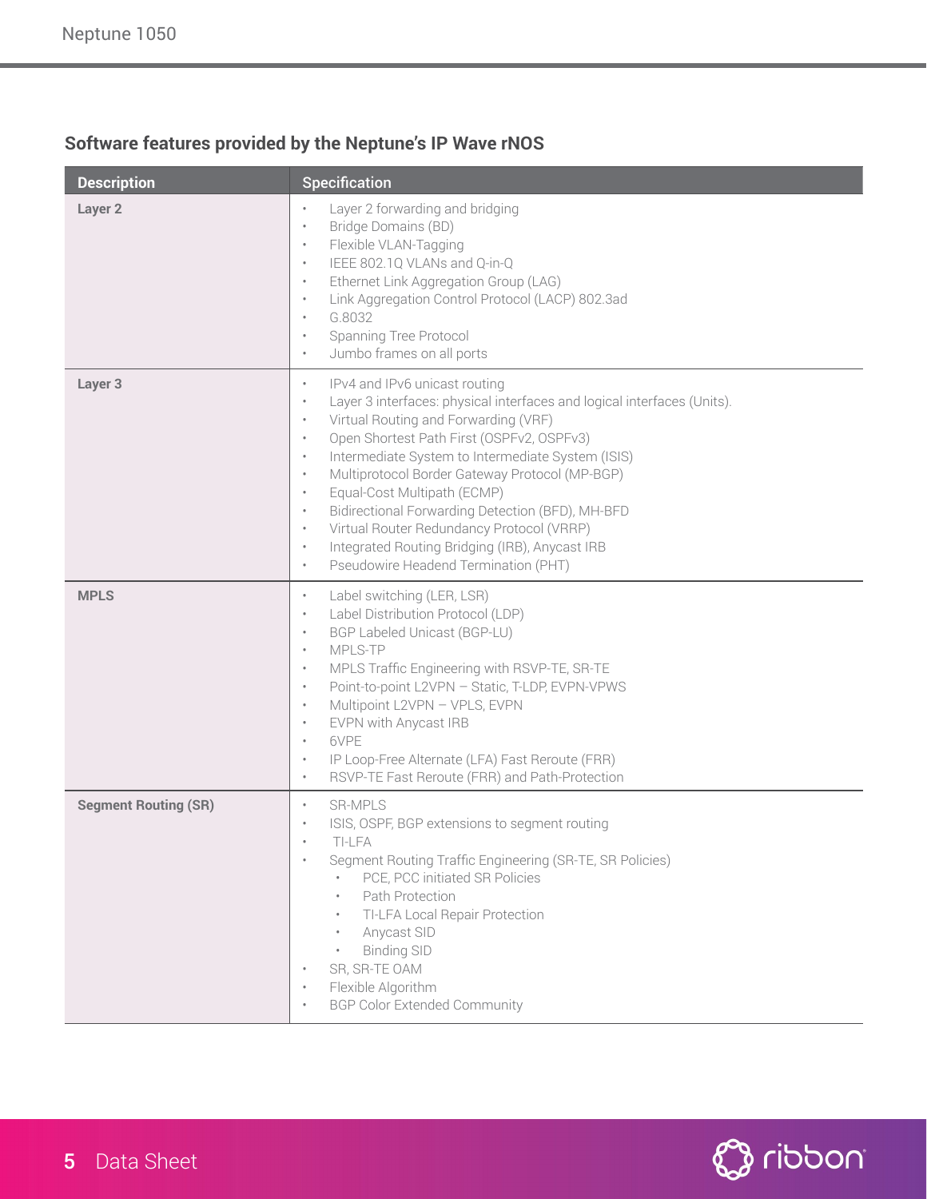## Software features provided by the Neptune's IP Wave rNOS

| Description | Specification |
| --- | --- |
| **Layer 2** | • Layer 2 forwarding and bridging<br>• Bridge Domains (BD)<br>• Flexible VLAN-Tagging<br>• IEEE 802.1Q VLANs and Q-in-Q<br>• Ethernet Link Aggregation Group (LAG)<br>• Link Aggregation Control Protocol (LACP) 802.3ad<br>• G.8032<br>• Spanning Tree Protocol<br>• Jumbo frames on all ports |
| **Layer 3** | • IPv4 and IPv6 unicast routing<br>• Layer 3 interfaces: physical interfaces and logical interfaces (Units).<br>• Virtual Routing and Forwarding (VRF)<br>• Open Shortest Path First (OSPFv2, OSPFv3)<br>• Intermediate System to Intermediate System (ISIS)<br>• Multiprotocol Border Gateway Protocol (MP-BGP)<br>• Equal-Cost Multipath (ECMP)<br>• Bidirectional Forwarding Detection (BFD), MH-BFD<br>• Virtual Router Redundancy Protocol (VRRP)<br>• Integrated Routing Bridging (IRB), Anycast IRB<br>• Pseudowire Headend Termination (PHT) |
| **MPLS** | • Label switching (LER, LSR)<br>• Label Distribution Protocol (LDP)<br>• BGP Labeled Unicast (BGP-LU)<br>• MPLS-TP<br>• MPLS Traffic Engineering with RSVP-TE, SR-TE<br>• Point-to-point L2VPN – Static, T-LDP, EVPN-VPWS<br>• Multipoint L2VPN – VPLS, EVPN<br>• EVPN with Anycast IRB<br>• 6VPE<br>• IP Loop-Free Alternate (LFA) Fast Reroute (FRR)<br>• RSVP-TE Fast Reroute (FRR) and Path-Protection |
| **Segment Routing (SR)** | • SR-MPLS<br>• ISIS, OSPF, BGP extensions to segment routing<br>• TI-LFA<br>• Segment Routing Traffic Engineering (SR-TE, SR Policies)<br>&nbsp;&nbsp;&nbsp;&nbsp;• PCE, PCC initiated SR Policies<br>&nbsp;&nbsp;&nbsp;&nbsp;• Path Protection<br>&nbsp;&nbsp;&nbsp;&nbsp;• TI-LFA Local Repair Protection<br>&nbsp;&nbsp;&nbsp;&nbsp;• Anycast SID<br>&nbsp;&nbsp;&nbsp;&nbsp;• Binding SID<br>• SR, SR-TE OAM<br>• Flexible Algorithm<br>• BGP Color Extended Community |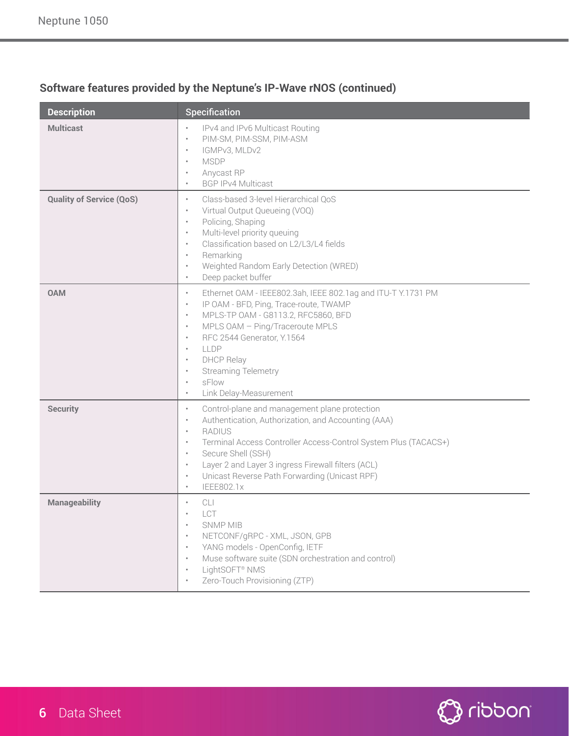### Software features provided by the Neptune's IP-Wave rNOS (continued)

| Description | Specification |
|---|---|
| **Multicast** | • IPv4 and IPv6 Multicast Routing<br>• PIM-SM, PIM-SSM, PIM-ASM<br>• IGMPv3, MLDv2<br>• MSDP<br>• Anycast RP<br>• BGP IPv4 Multicast |
| **Quality of Service (QoS)** | • Class-based 3-level Hierarchical QoS<br>• Virtual Output Queueing (VOQ)<br>• Policing, Shaping<br>• Multi-level priority queuing<br>• Classification based on L2/L3/L4 fields<br>• Remarking<br>• Weighted Random Early Detection (WRED)<br>• Deep packet buffer |
| **OAM** | • Ethernet OAM - IEEE802.3ah, IEEE 802.1ag and ITU-T Y.1731 PM<br>• IP OAM - BFD, Ping, Trace-route, TWAMP<br>• MPLS-TP OAM - G8113.2, RFC5860, BFD<br>• MPLS OAM – Ping/Traceroute MPLS<br>• RFC 2544 Generator, Y.1564<br>• LLDP<br>• DHCP Relay<br>• Streaming Telemetry<br>• sFlow<br>• Link Delay-Measurement |
| **Security** | • Control-plane and management plane protection<br>• Authentication, Authorization, and Accounting (AAA)<br>• RADIUS<br>• Terminal Access Controller Access-Control System Plus (TACACS+)<br>• Secure Shell (SSH)<br>• Layer 2 and Layer 3 ingress Firewall filters (ACL)<br>• Unicast Reverse Path Forwarding (Unicast RPF)<br>• IEEE802.1x |
| **Manageability** | • CLI<br>• LCT<br>• SNMP MIB<br>• NETCONF/gRPC - XML, JSON, GPB<br>• YANG models - OpenConfig, IETF<br>• Muse software suite (SDN orchestration and control)<br>• LightSOFT® NMS<br>• Zero-Touch Provisioning (ZTP) |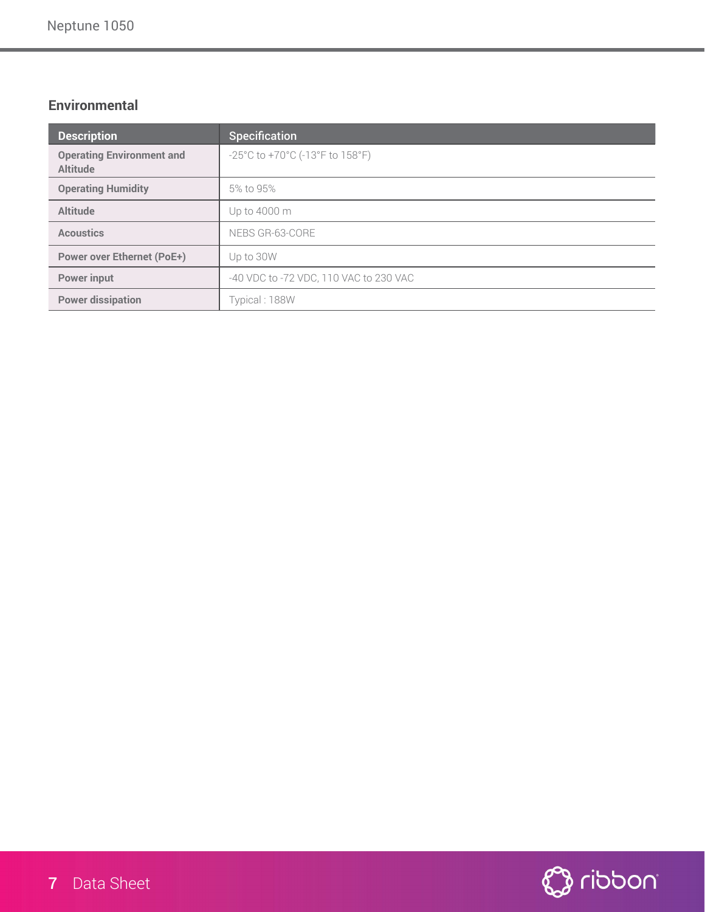## Environmental

| Description | Specification |
| --- | --- |
| Operating Environment and Altitude | -25°C to +70°C (-13°F to 158°F) |
| Operating Humidity | 5% to 95% |
| Altitude | Up to 4000 m |
| Acoustics | NEBS GR-63-CORE |
| Power over Ethernet (PoE+) | Up to 30W |
| Power input | -40 VDC to -72 VDC, 110 VAC to 230 VAC |
| Power dissipation | Typical : 188W |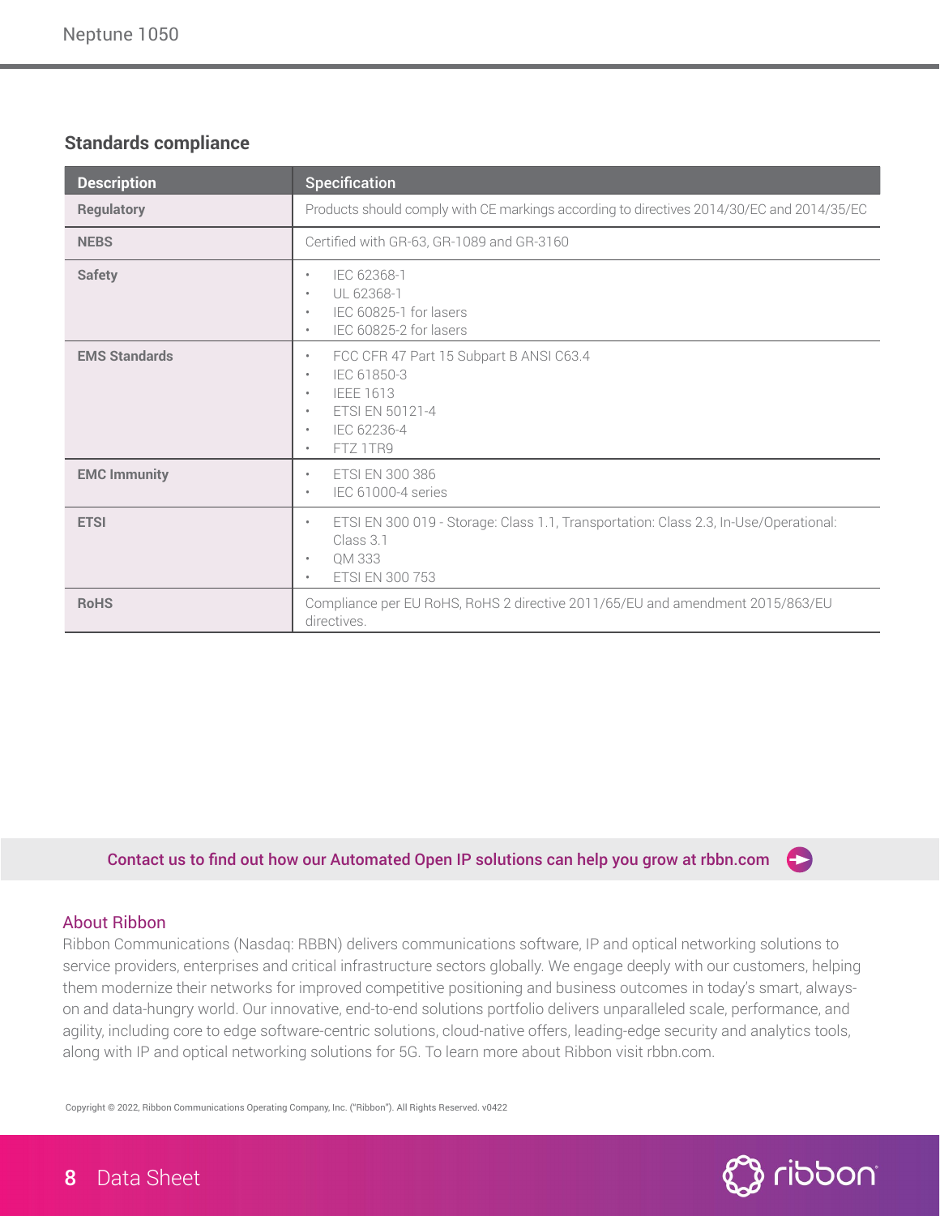## Standards compliance

| Description | Specification |
|---|---|
| **Regulatory** | Products should comply with CE markings according to directives 2014/30/EC and 2014/35/EC |
| **NEBS** | Certified with GR-63, GR-1089 and GR-3160 |
| **Safety** | • IEC 62368-1<br>• UL 62368-1<br>• IEC 60825-1 for lasers<br>• IEC 60825-2 for lasers |
| **EMS Standards** | • FCC CFR 47 Part 15 Subpart B ANSI C63.4<br>• IEC 61850-3<br>• IEEE 1613<br>• ETSI EN 50121-4<br>• IEC 62236-4<br>• FTZ 1TR9 |
| **EMC Immunity** | • ETSI EN 300 386<br>• IEC 61000-4 series |
| **ETSI** | • ETSI EN 300 019 - Storage: Class 1.1, Transportation: Class 2.3, In-Use/Operational: Class 3.1<br>• QM 333<br>• ETSI EN 300 753 |
| **RoHS** | Compliance per EU RoHS, RoHS 2 directive 2011/65/EU and amendment 2015/863/EU directives. |

**Contact us to find out how our Automated Open IP solutions can help you grow at rbbn.com**

### About Ribbon

Ribbon Communications (Nasdaq: RBBN) delivers communications software, IP and optical networking solutions to service providers, enterprises and critical infrastructure sectors globally. We engage deeply with our customers, helping them modernize their networks for improved competitive positioning and business outcomes in today's smart, always-on and data-hungry world. Our innovative, end-to-end solutions portfolio delivers unparalleled scale, performance, and agility, including core to edge software-centric solutions, cloud-native offers, leading-edge security and analytics tools, along with IP and optical networking solutions for 5G. To learn more about Ribbon visit rbbn.com.

Copyright © 2022, Ribbon Communications Operating Company, Inc. ("Ribbon"). All Rights Reserved. v0422